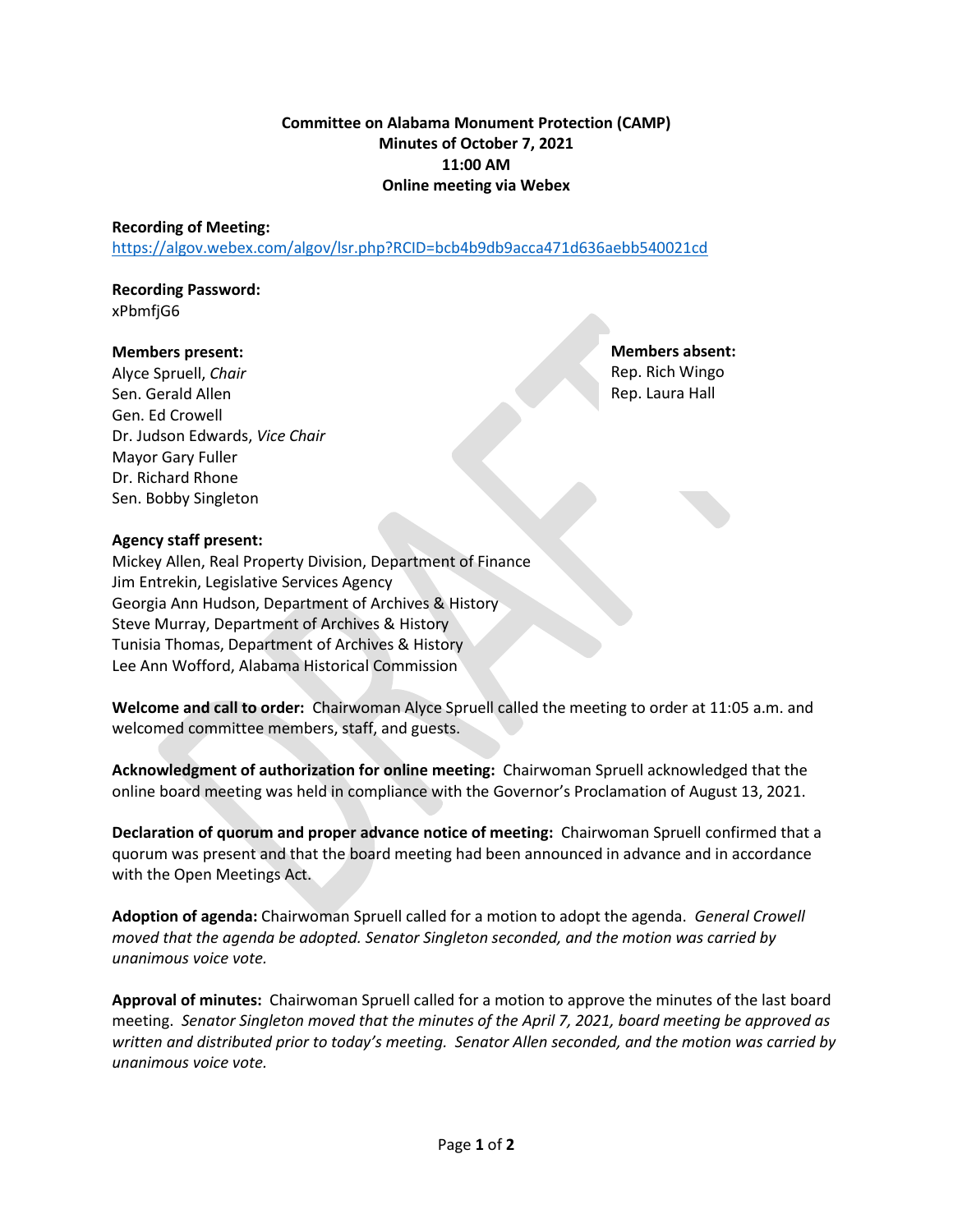**Committee on Alabama Monument Protection (CAMP)**
**Minutes of October 7, 2021**
**11:00 AM**
**Online meeting via Webex**

**Recording of Meeting:**
https://algov.webex.com/algov/lsr.php?RCID=bcb4b9db9acca471d636aebb540021cd

**Recording Password:**
xPbmfjG6

**Members present:**
Alyce Spruell, *Chair*
Sen. Gerald Allen
Gen. Ed Crowell
Dr. Judson Edwards, *Vice Chair*
Mayor Gary Fuller
Dr. Richard Rhone
Sen. Bobby Singleton

**Members absent:**
Rep. Rich Wingo
Rep. Laura Hall

**Agency staff present:**
Mickey Allen, Real Property Division, Department of Finance
Jim Entrekin, Legislative Services Agency
Georgia Ann Hudson, Department of Archives & History
Steve Murray, Department of Archives & History
Tunisia Thomas, Department of Archives & History
Lee Ann Wofford, Alabama Historical Commission

**Welcome and call to order:** Chairwoman Alyce Spruell called the meeting to order at 11:05 a.m. and welcomed committee members, staff, and guests.

**Acknowledgment of authorization for online meeting:** Chairwoman Spruell acknowledged that the online board meeting was held in compliance with the Governor's Proclamation of August 13, 2021.

**Declaration of quorum and proper advance notice of meeting:** Chairwoman Spruell confirmed that a quorum was present and that the board meeting had been announced in advance and in accordance with the Open Meetings Act.

**Adoption of agenda:** Chairwoman Spruell called for a motion to adopt the agenda. *General Crowell moved that the agenda be adopted. Senator Singleton seconded, and the motion was carried by unanimous voice vote.*

**Approval of minutes:** Chairwoman Spruell called for a motion to approve the minutes of the last board meeting. *Senator Singleton moved that the minutes of the April 7, 2021, board meeting be approved as written and distributed prior to today's meeting. Senator Allen seconded, and the motion was carried by unanimous voice vote.*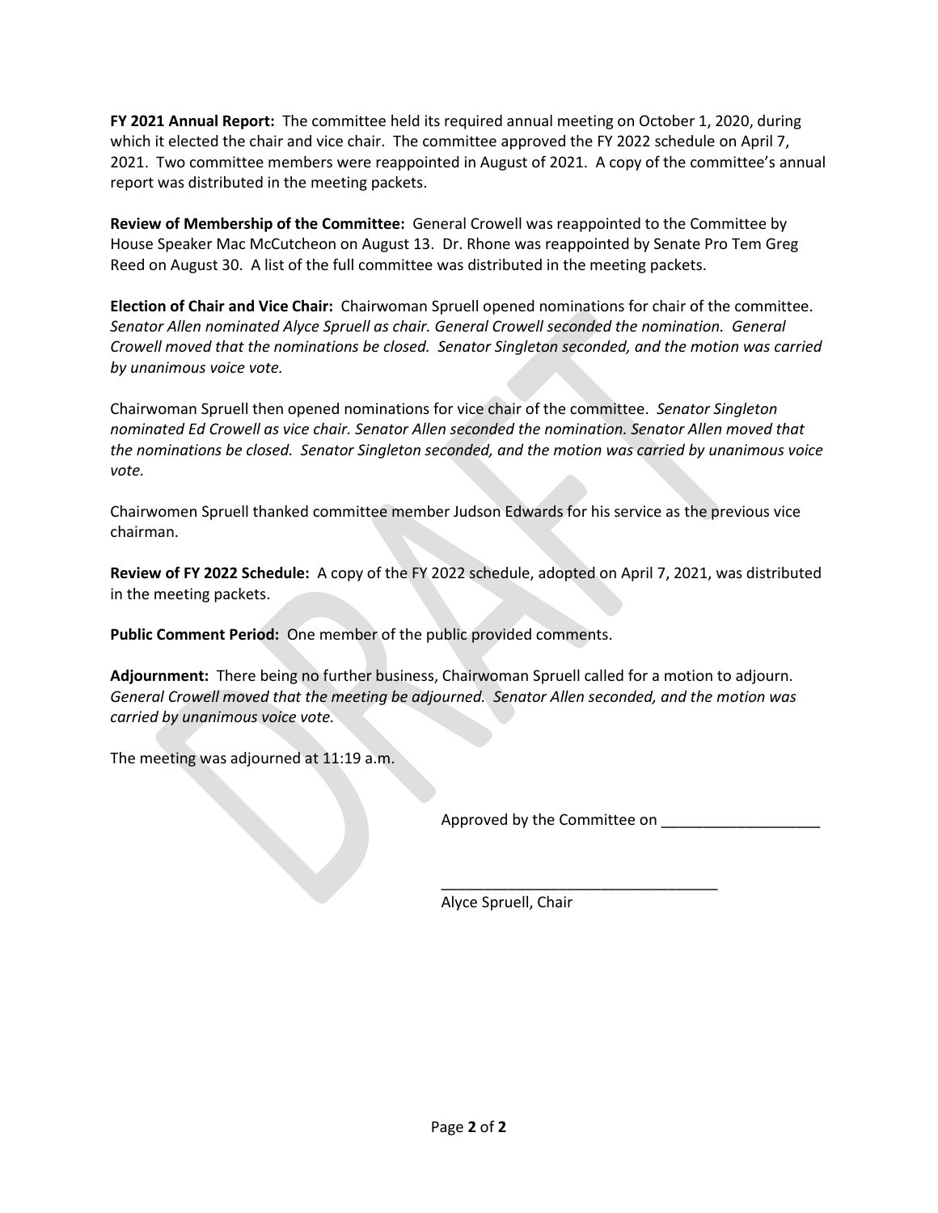**FY 2021 Annual Report:** The committee held its required annual meeting on October 1, 2020, during which it elected the chair and vice chair. The committee approved the FY 2022 schedule on April 7, 2021. Two committee members were reappointed in August of 2021. A copy of the committee's annual report was distributed in the meeting packets.

**Review of Membership of the Committee:** General Crowell was reappointed to the Committee by House Speaker Mac McCutcheon on August 13. Dr. Rhone was reappointed by Senate Pro Tem Greg Reed on August 30. A list of the full committee was distributed in the meeting packets.

**Election of Chair and Vice Chair:** Chairwoman Spruell opened nominations for chair of the committee. *Senator Allen nominated Alyce Spruell as chair. General Crowell seconded the nomination. General Crowell moved that the nominations be closed. Senator Singleton seconded, and the motion was carried by unanimous voice vote.*

Chairwoman Spruell then opened nominations for vice chair of the committee. *Senator Singleton nominated Ed Crowell as vice chair. Senator Allen seconded the nomination. Senator Allen moved that the nominations be closed. Senator Singleton seconded, and the motion was carried by unanimous voice vote.*

Chairwomen Spruell thanked committee member Judson Edwards for his service as the previous vice chairman.

**Review of FY 2022 Schedule:** A copy of the FY 2022 schedule, adopted on April 7, 2021, was distributed in the meeting packets.

**Public Comment Period:** One member of the public provided comments.

**Adjournment:** There being no further business, Chairwoman Spruell called for a motion to adjourn. *General Crowell moved that the meeting be adjourned. Senator Allen seconded, and the motion was carried by unanimous voice vote.*

The meeting was adjourned at 11:19 a.m.

Approved by the Committee on ___________________

_________________________________
Alyce Spruell, Chair